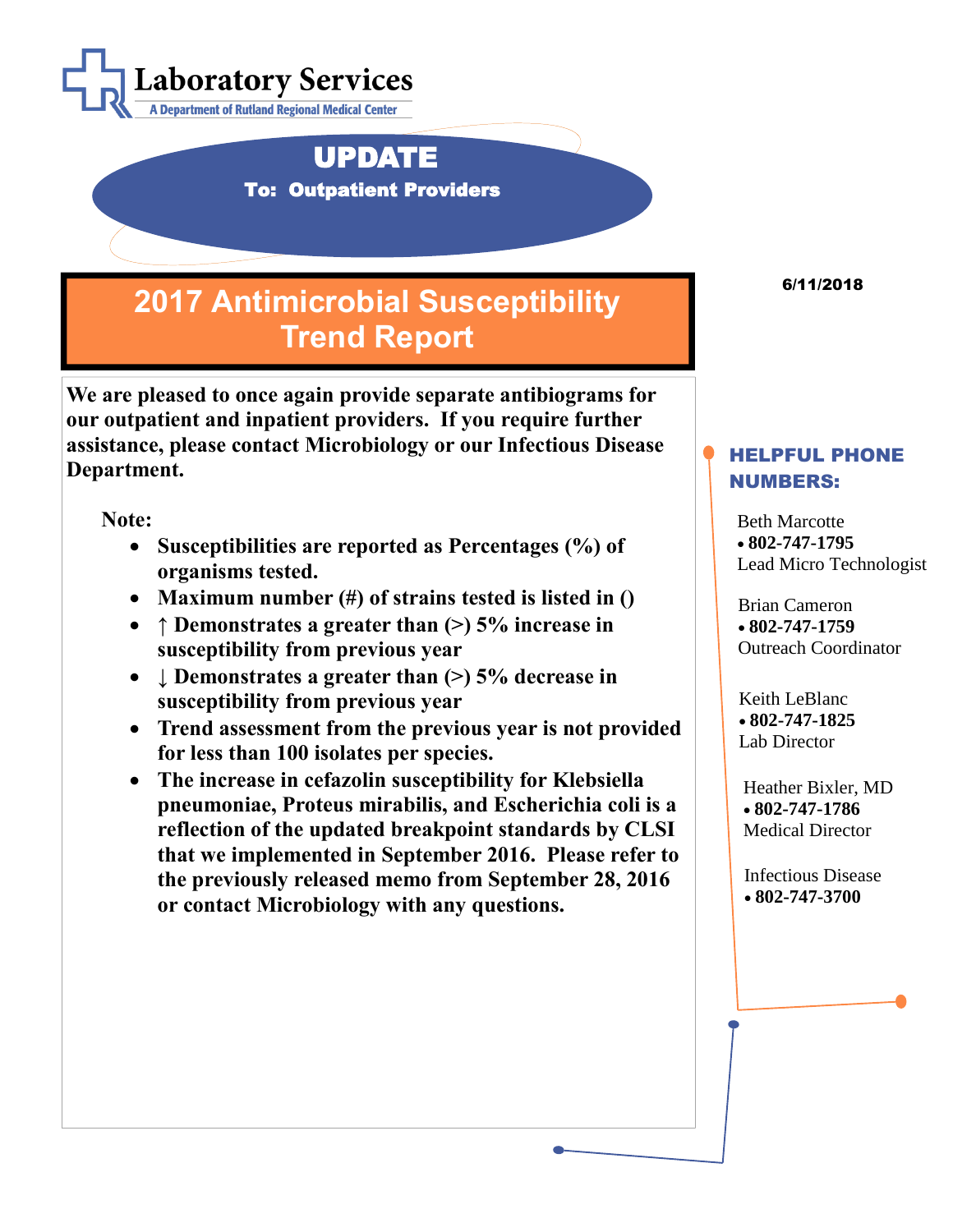**Laboratory Services**
A Department of Rutland Regional Medical Center

# UPDATE

**To: Outpatient Providers**

# 2017 Antimicrobial Susceptibility Trend Report

6/11/2018

**We are pleased to once again provide separate antibiograms for our outpatient and inpatient providers. If you require further assistance, please contact Microbiology or our Infectious Disease Department.**

**Note:**

- **Susceptibilities are reported as Percentages (%) of organisms tested.**
- **Maximum number (#) of strains tested is listed in ()**
- **↑ Demonstrates a greater than (>) 5% increase in susceptibility from previous year**
- **↓ Demonstrates a greater than (>) 5% decrease in susceptibility from previous year**
- **Trend assessment from the previous year is not provided for less than 100 isolates per species.**
- **The increase in cefazolin susceptibility for Klebsiella pneumoniae, Proteus mirabilis, and Escherichia coli is a reflection of the updated breakpoint standards by CLSI that we implemented in September 2016. Please refer to the previously released memo from September 28, 2016 or contact Microbiology with any questions.**

## HELPFUL PHONE NUMBERS:

Beth Marcotte
- **802-747-1795**

Lead Micro Technologist

Brian Cameron
- **802-747-1759**

Outreach Coordinator

Keith LeBlanc
- **802-747-1825**

Lab Director

Heather Bixler, MD
- **802-747-1786**

Medical Director

Infectious Disease
- **802-747-3700**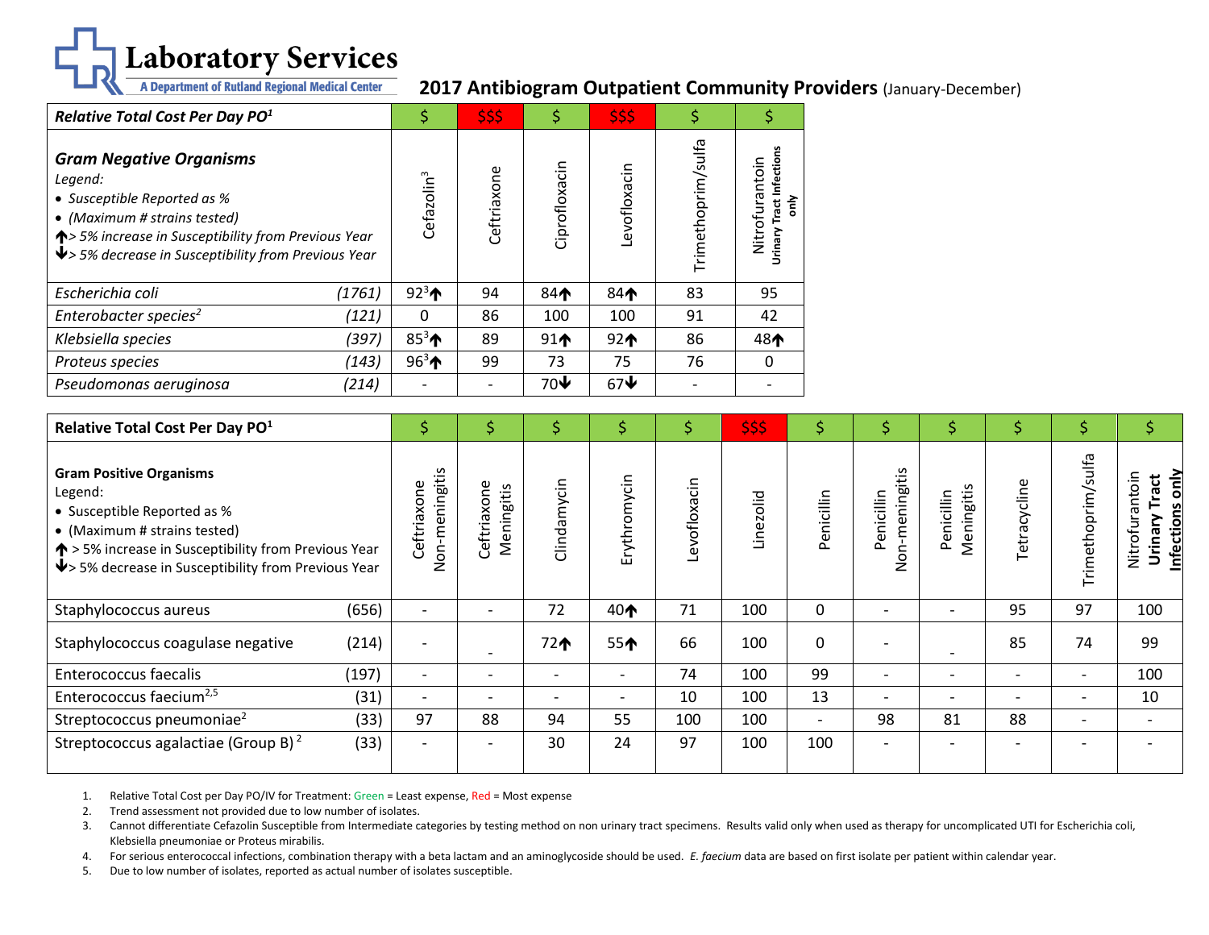Laboratory Services
A Department of Rutland Regional Medical Center

## 2017 Antibiogram Outpatient Community Providers (January-December)

| *Relative Total Cost Per Day PO*[1] | | $ | $$$ | $ | $$$ | $ | $ |
|---|---|---|---|---|---|---|---|
| ***Gram Negative Organisms*** *Legend:* • *Susceptible Reported as %* • *(Maximum # strains tested)* ↑ *> 5% increase in Susceptibility from Previous Year* ↓ *> 5% decrease in Susceptibility from Previous Year* | | Cefazolin[3] | Ceftriaxone | Ciprofloxacin | Levofloxacin | Trimethoprim/sulfa | Nitrofurantoin **Urinary Tract Infections only** |
| *Escherichia coli* | *(1761)* | 92[3]↑ | 94 | 84↑ | 84↑ | 83 | 95 |
| *Enterobacter species*[2] | *(121)* | 0 | 86 | 100 | 100 | 91 | 42 |
| *Klebsiella species* | *(397)* | 85[3]↑ | 89 | 91↑ | 92↑ | 86 | 48↑ |
| *Proteus species* | *(143)* | 96[3]↑ | 99 | 73 | 75 | 76 | 0 |
| *Pseudomonas aeruginosa* | *(214)* | - | - | 70↓ | 67↓ | - | - |

| **Relative Total Cost Per Day PO**[1] | | $ | $ | $ | $ | $ | $$$ | $ | $ | $ | $ | $ | $ |
|---|---|---|---|---|---|---|---|---|---|---|---|---|---|
| **Gram Positive Organisms** Legend: • Susceptible Reported as % • (Maximum # strains tested) ↑ > 5% increase in Susceptibility from Previous Year ↓ > 5% decrease in Susceptibility from Previous Year | | Ceftriaxone Non-meningitis | Ceftriaxone Meningitis | Clindamycin | Erythromycin | Levofloxacin | Linezolid | Penicillin | Penicillin Non-meningitis | Penicillin Meningitis | Tetracycline | Trimethoprim/sulfa | Nitrofurantoin **Urinary Tract Infections only** |
| Staphylococcus aureus | (656) | - | - | 72 | 40↑ | 71 | 100 | 0 | - | - | 95 | 97 | 100 |
| Staphylococcus coagulase negative | (214) | - | - | 72↑ | 55↑ | 66 | 100 | 0 | - | - | 85 | 74 | 99 |
| Enterococcus faecalis | (197) | - | - | - | - | 74 | 100 | 99 | - | - | - | - | 100 |
| Enterococcus faecium[2,5] | (31) | - | - | - | - | 10 | 100 | 13 | - | - | - | - | 10 |
| Streptococcus pneumoniae[2] | (33) | 97 | 88 | 94 | 55 | 100 | 100 | - | 98 | 81 | 88 | - | - |
| Streptococcus agalactiae (Group B)[2] | (33) | - | - | 30 | 24 | 97 | 100 | 100 | - | - | - | - | - |

1. Relative Total Cost per Day PO/IV for Treatment: Green = Least expense, Red = Most expense
2. Trend assessment not provided due to low number of isolates.
3. Cannot differentiate Cefazolin Susceptible from Intermediate categories by testing method on non urinary tract specimens. Results valid only when used as therapy for uncomplicated UTI for Escherichia coli, Klebsiella pneumoniae or Proteus mirabilis.
4. For serious enterococcal infections, combination therapy with a beta lactam and an aminoglycoside should be used. *E. faecium* data are based on first isolate per patient within calendar year.
5. Due to low number of isolates, reported as actual number of isolates susceptible.